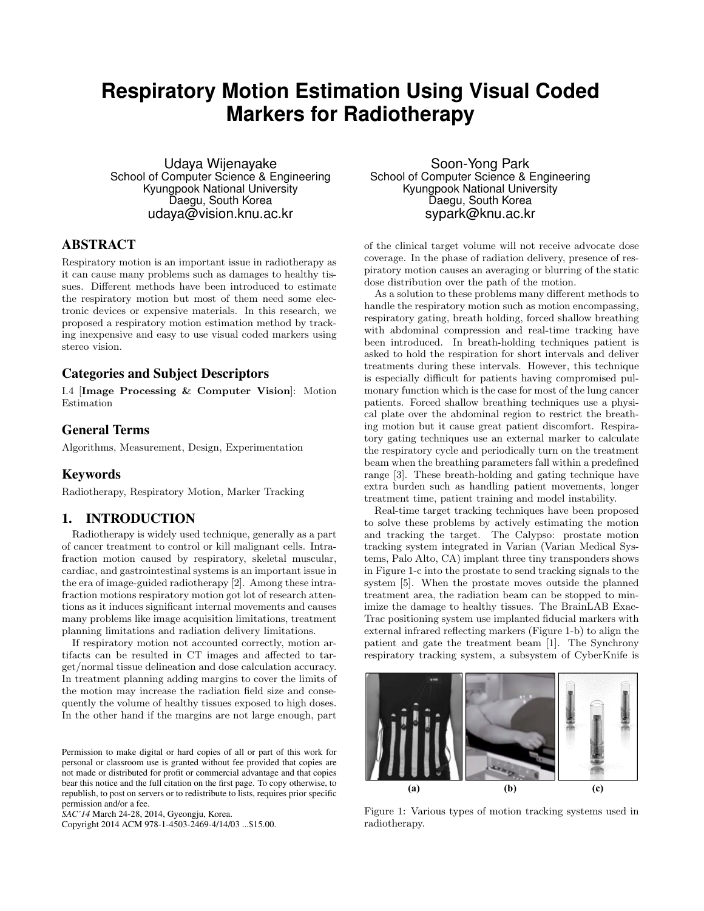# Respiratory Motion Estimation Using Visual Coded Markers for Radiotherapy

Udaya Wijenayake
School of Computer Science & Engineering
Kyungpook National University
Daegu, South Korea
udaya@vision.knu.ac.kr

Soon-Yong Park
School of Computer Science & Engineering
Kyungpook National University
Daegu, South Korea
sypark@knu.ac.kr

## ABSTRACT

Respiratory motion is an important issue in radiotherapy as it can cause many problems such as damages to healthy tissues. Different methods have been introduced to estimate the respiratory motion but most of them need some electronic devices or expensive materials. In this research, we proposed a respiratory motion estimation method by tracking inexpensive and easy to use visual coded markers using stereo vision.

## Categories and Subject Descriptors

I.4 [**Image Processing & Computer Vision**]: Motion Estimation

## General Terms

Algorithms, Measurement, Design, Experimentation

## Keywords

Radiotherapy, Respiratory Motion, Marker Tracking

## 1. INTRODUCTION

Radiotherapy is widely used technique, generally as a part of cancer treatment to control or kill malignant cells. Intrafraction motion caused by respiratory, skeletal muscular, cardiac, and gastrointestinal systems is an important issue in the era of image-guided radiotherapy [2]. Among these intrafraction motions respiratory motion got lot of research attentions as it induces significant internal movements and causes many problems like image acquisition limitations, treatment planning limitations and radiation delivery limitations.

If respiratory motion not accounted correctly, motion artifacts can be resulted in CT images and affected to target/normal tissue delineation and dose calculation accuracy. In treatment planning adding margins to cover the limits of the motion may increase the radiation field size and consequently the volume of healthy tissues exposed to high doses. In the other hand if the margins are not large enough, part of the clinical target volume will not receive advocate dose coverage. In the phase of radiation delivery, presence of respiratory motion causes an averaging or blurring of the static dose distribution over the path of the motion.

As a solution to these problems many different methods to handle the respiratory motion such as motion encompassing, respiratory gating, breath holding, forced shallow breathing with abdominal compression and real-time tracking have been introduced. In breath-holding techniques patient is asked to hold the respiration for short intervals and deliver treatments during these intervals. However, this technique is especially difficult for patients having compromised pulmonary function which is the case for most of the lung cancer patients. Forced shallow breathing techniques use a physical plate over the abdominal region to restrict the breathing motion but it cause great patient discomfort. Respiratory gating techniques use an external marker to calculate the respiratory cycle and periodically turn on the treatment beam when the breathing parameters fall within a predefined range [3]. These breath-holding and gating technique have extra burden such as handling patient movements, longer treatment time, patient training and model instability.

Real-time target tracking techniques have been proposed to solve these problems by actively estimating the motion and tracking the target. The Calypso: prostate motion tracking system integrated in Varian (Varian Medical Systems, Palo Alto, CA) implant three tiny transponders shows in Figure 1-c into the prostate to send tracking signals to the system [5]. When the prostate moves outside the planned treatment area, the radiation beam can be stopped to minimize the damage to healthy tissues. The BrainLAB ExacTrac positioning system use implanted fiducial markers with external infrared reflecting markers (Figure 1-b) to align the patient and gate the treatment beam [1]. The Synchrony respiratory tracking system, a subsystem of CyberKnife is

(a) (b) (c)

Figure 1: Various types of motion tracking systems used in radiotherapy.

Permission to make digital or hard copies of all or part of this work for personal or classroom use is granted without fee provided that copies are not made or distributed for profit or commercial advantage and that copies bear this notice and the full citation on the first page. To copy otherwise, to republish, to post on servers or to redistribute to lists, requires prior specific permission and/or a fee.
*SAC'14* March 24-28, 2014, Gyeongju, Korea.
Copyright 2014 ACM 978-1-4503-2469-4/14/03 ...$15.00.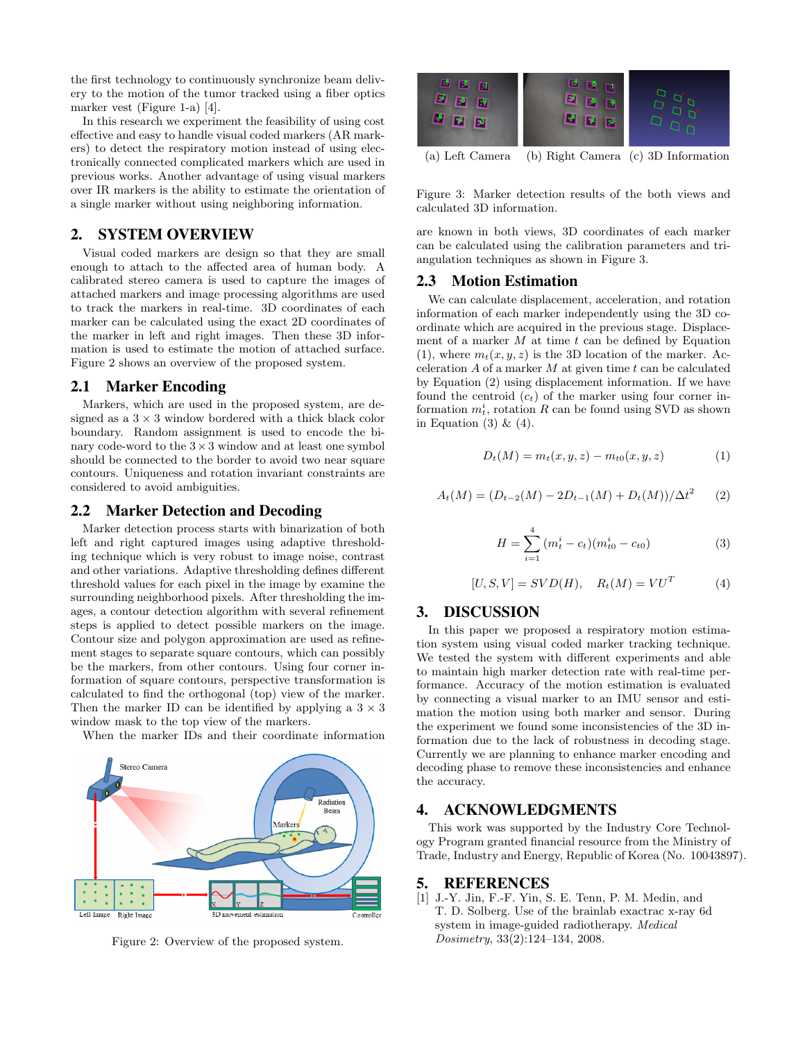the first technology to continuously synchronize beam delivery to the motion of the tumor tracked using a fiber optics marker vest (Figure 1-a) [4].

In this research we experiment the feasibility of using cost effective and easy to handle visual coded markers (AR markers) to detect the respiratory motion instead of using electronically connected complicated markers which are used in previous works. Another advantage of using visual markers over IR markers is the ability to estimate the orientation of a single marker without using neighboring information.

## 2. SYSTEM OVERVIEW

Visual coded markers are design so that they are small enough to attach to the affected area of human body. A calibrated stereo camera is used to capture the images of attached markers and image processing algorithms are used to track the markers in real-time. 3D coordinates of each marker can be calculated using the exact 2D coordinates of the marker in left and right images. Then these 3D information is used to estimate the motion of attached surface. Figure 2 shows an overview of the proposed system.

### 2.1 Marker Encoding

Markers, which are used in the proposed system, are designed as a $3 \times 3$ window bordered with a thick black color boundary. Random assignment is used to encode the binary code-word to the $3 \times 3$ window and at least one symbol should be connected to the border to avoid two near square contours. Uniqueness and rotation invariant constraints are considered to avoid ambiguities.

### 2.2 Marker Detection and Decoding

Marker detection process starts with binarization of both left and right captured images using adaptive thresholding technique which is very robust to image noise, contrast and other variations. Adaptive thresholding defines different threshold values for each pixel in the image by examine the surrounding neighborhood pixels. After thresholding the images, a contour detection algorithm with several refinement steps is applied to detect possible markers on the image. Contour size and polygon approximation are used as refinement stages to separate square contours, which can possibly be the markers, from other contours. Using four corner information of square contours, perspective transformation is calculated to find the orthogonal (top) view of the marker. Then the marker ID can be identified by applying a $3 \times 3$ window mask to the top view of the markers.

When the marker IDs and their coordinate information are known in both views, 3D coordinates of each marker can be calculated using the calibration parameters and triangulation techniques as shown in Figure 3.

Figure 2: Overview of the proposed system.

(a) Left Camera (b) Right Camera (c) 3D Information

Figure 3: Marker detection results of the both views and calculated 3D information.

### 2.3 Motion Estimation

We can calculate displacement, acceleration, and rotation information of each marker independently using the 3D coordinate which are acquired in the previous stage. Displacement of a marker $M$ at time $t$ can be defined by Equation (1), where $m_t(x, y, z)$ is the 3D location of the marker. Acceleration $A$ of a marker $M$ at given time $t$ can be calculated by Equation (2) using displacement information. If we have found the centroid ($c_t$) of the marker using four corner information $m_t^i$, rotation $R$ can be found using SVD as shown in Equation (3) & (4).

$$D_t(M) = m_t(x, y, z) - m_{t0}(x, y, z) \tag{1}$$

$$A_t(M) = (D_{t-2}(M) - 2D_{t-1}(M) + D_t(M))/\Delta t^2 \tag{2}$$

$$H = \sum_{i=1}^{4} (m_t^i - c_t)(m_{t0}^i - c_{t0}) \tag{3}$$

$$[U, S, V] = SVD(H), \quad R_t(M) = VU^T \tag{4}$$

## 3. DISCUSSION

In this paper we proposed a respiratory motion estimation system using visual coded marker tracking technique. We tested the system with different experiments and able to maintain high marker detection rate with real-time performance. Accuracy of the motion estimation is evaluated by connecting a visual marker to an IMU sensor and estimation the motion using both marker and sensor. During the experiment we found some inconsistencies of the 3D information due to the lack of robustness in decoding stage. Currently we are planning to enhance marker encoding and decoding phase to remove these inconsistencies and enhance the accuracy.

## 4. ACKNOWLEDGMENTS

This work was supported by the Industry Core Technology Program granted financial resource from the Ministry of Trade, Industry and Energy, Republic of Korea (No. 10043897).

## 5. REFERENCES

[1] J.-Y. Jin, F.-F. Yin, S. E. Tenn, P. M. Medin, and T. D. Solberg. Use of the brainlab exactrac x-ray 6d system in image-guided radiotherapy. *Medical Dosimetry*, 33(2):124–134, 2008.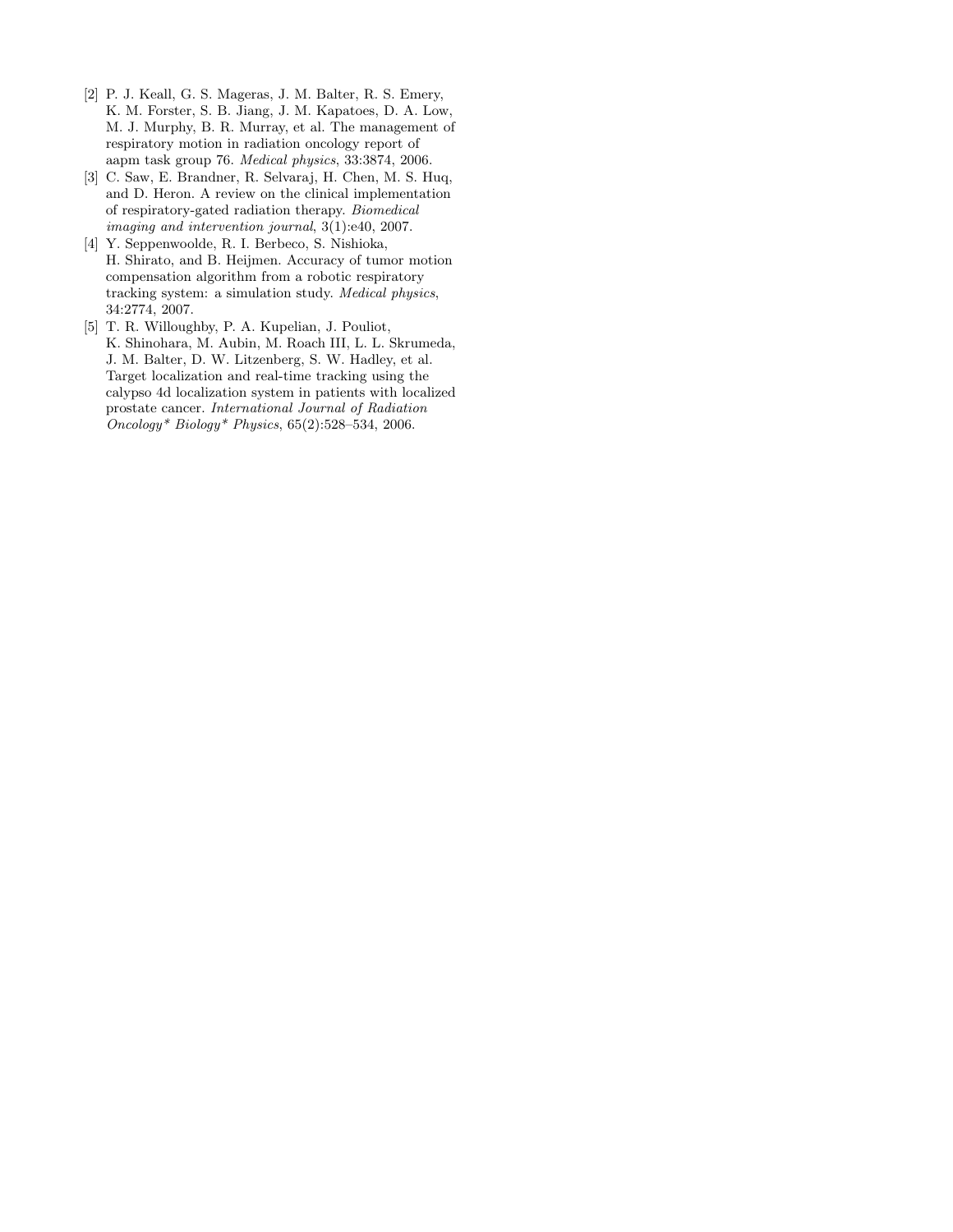[2] P. J. Keall, G. S. Mageras, J. M. Balter, R. S. Emery, K. M. Forster, S. B. Jiang, J. M. Kapatoes, D. A. Low, M. J. Murphy, B. R. Murray, et al. The management of respiratory motion in radiation oncology report of aapm task group 76. *Medical physics*, 33:3874, 2006.

[3] C. Saw, E. Brandner, R. Selvaraj, H. Chen, M. S. Huq, and D. Heron. A review on the clinical implementation of respiratory-gated radiation therapy. *Biomedical imaging and intervention journal*, 3(1):e40, 2007.

[4] Y. Seppenwoolde, R. I. Berbeco, S. Nishioka, H. Shirato, and B. Heijmen. Accuracy of tumor motion compensation algorithm from a robotic respiratory tracking system: a simulation study. *Medical physics*, 34:2774, 2007.

[5] T. R. Willoughby, P. A. Kupelian, J. Pouliot, K. Shinohara, M. Aubin, M. Roach III, L. L. Skrumeda, J. M. Balter, D. W. Litzenberg, S. W. Hadley, et al. Target localization and real-time tracking using the calypso 4d localization system in patients with localized prostate cancer. *International Journal of Radiation Oncology* Biology* Physics*, 65(2):528–534, 2006.